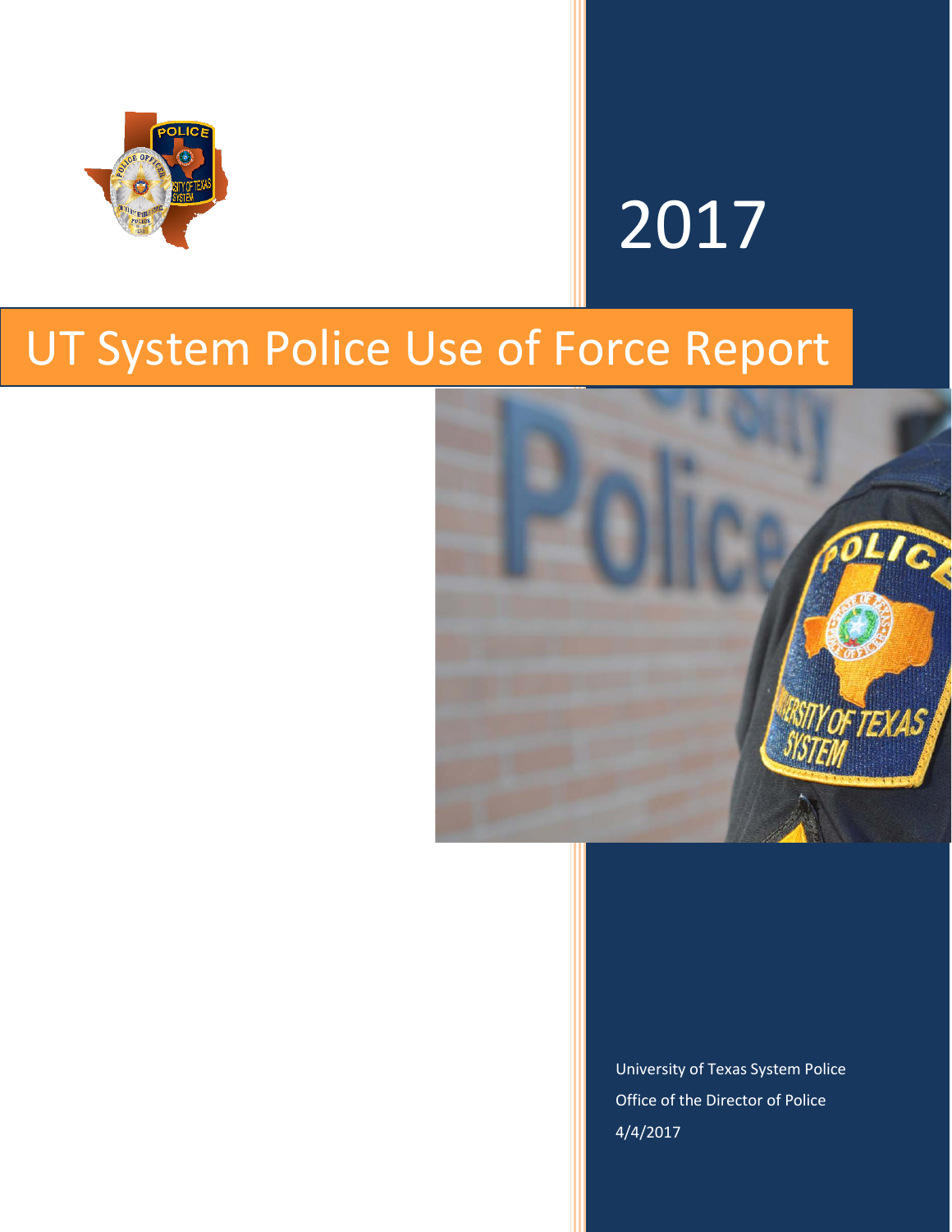2017

# UT System Police Use of Force Report

University of Texas System Police

Office of the Director of Police

4/4/2017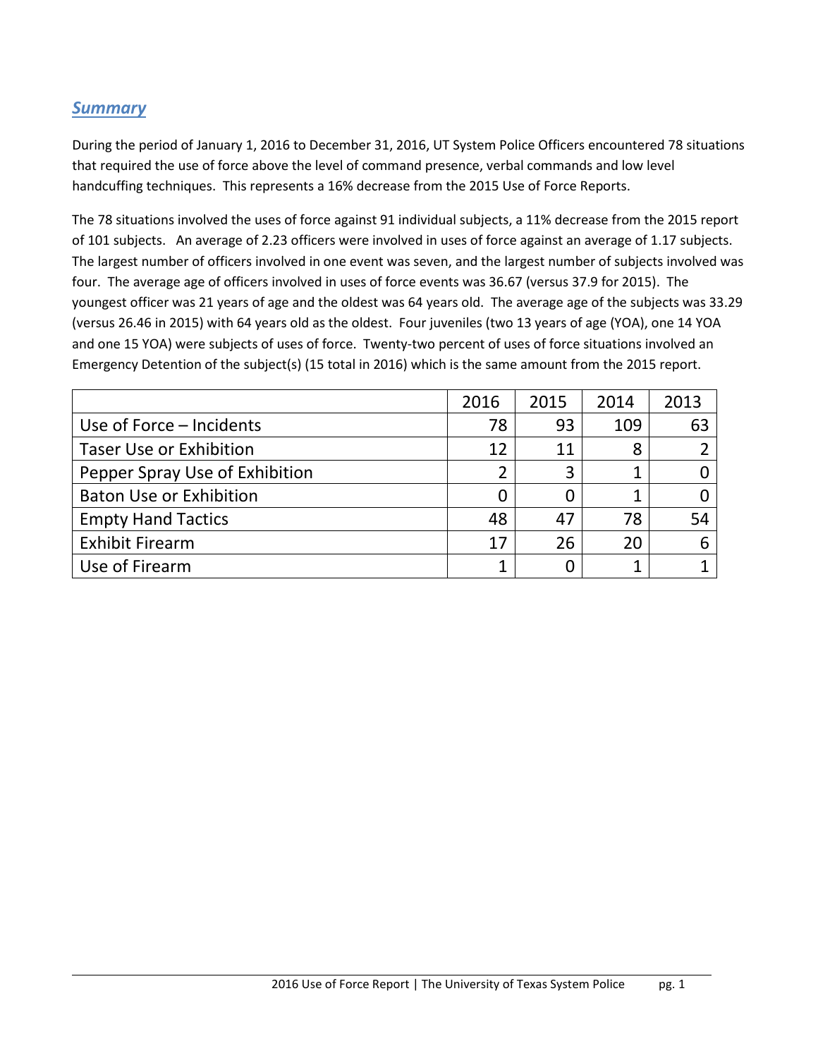## *Summary*

During the period of January 1, 2016 to December 31, 2016, UT System Police Officers encountered 78 situations that required the use of force above the level of command presence, verbal commands and low level handcuffing techniques. This represents a 16% decrease from the 2015 Use of Force Reports.

The 78 situations involved the uses of force against 91 individual subjects, a 11% decrease from the 2015 report of 101 subjects. An average of 2.23 officers were involved in uses of force against an average of 1.17 subjects. The largest number of officers involved in one event was seven, and the largest number of subjects involved was four. The average age of officers involved in uses of force events was 36.67 (versus 37.9 for 2015). The youngest officer was 21 years of age and the oldest was 64 years old. The average age of the subjects was 33.29 (versus 26.46 in 2015) with 64 years old as the oldest. Four juveniles (two 13 years of age (YOA), one 14 YOA and one 15 YOA) were subjects of uses of force. Twenty-two percent of uses of force situations involved an Emergency Detention of the subject(s) (15 total in 2016) which is the same amount from the 2015 report.

| | 2016 | 2015 | 2014 | 2013 |
|---|---|---|---|---|
| Use of Force – Incidents | 78 | 93 | 109 | 63 |
| Taser Use or Exhibition | 12 | 11 | 8 | 2 |
| Pepper Spray Use of Exhibition | 2 | 3 | 1 | 0 |
| Baton Use or Exhibition | 0 | 0 | 1 | 0 |
| Empty Hand Tactics | 48 | 47 | 78 | 54 |
| Exhibit Firearm | 17 | 26 | 20 | 6 |
| Use of Firearm | 1 | 0 | 1 | 1 |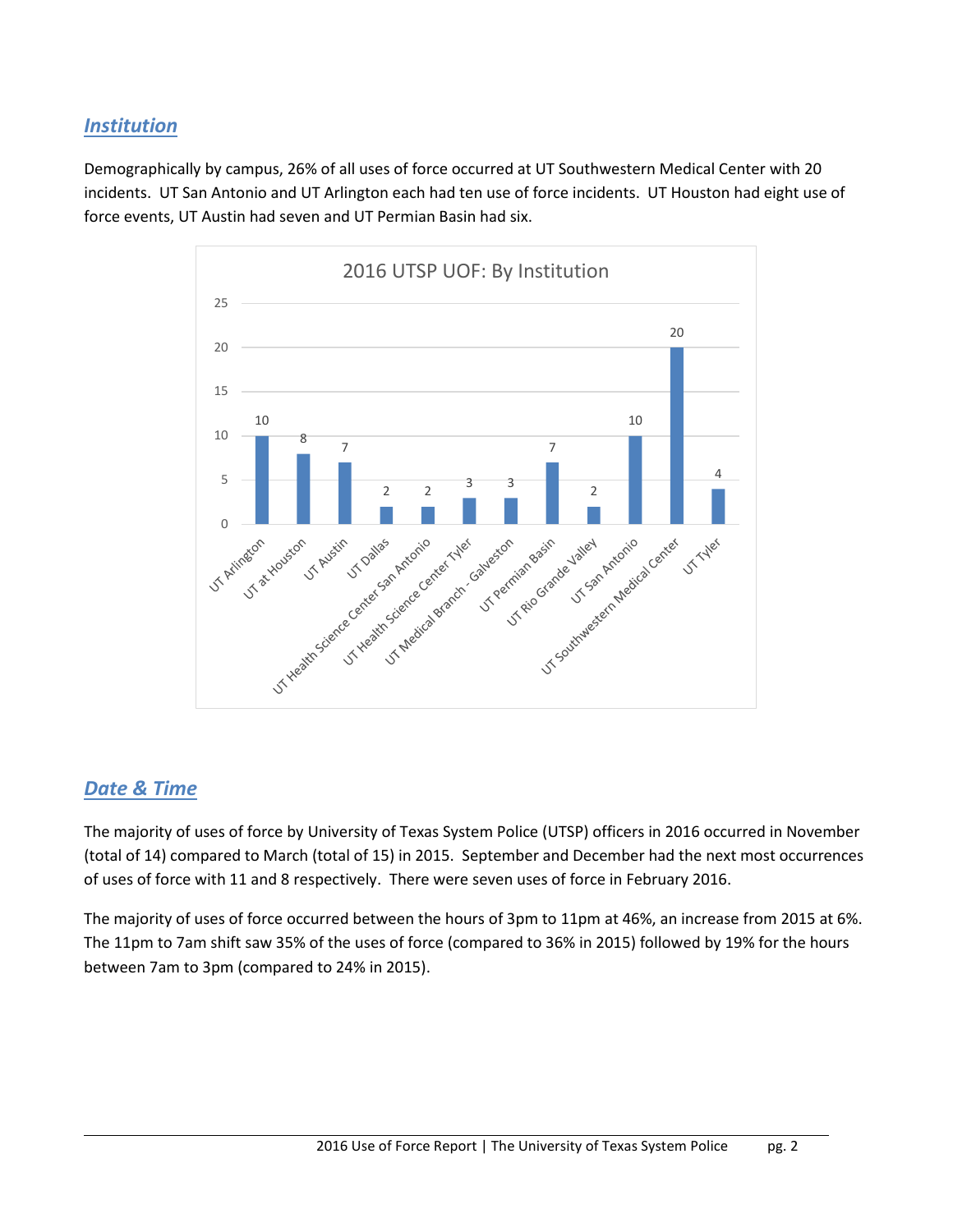## *Institution*

Demographically by campus, 26% of all uses of force occurred at UT Southwestern Medical Center with 20 incidents. UT San Antonio and UT Arlington each had ten use of force incidents. UT Houston had eight use of force events, UT Austin had seven and UT Permian Basin had six.

**2016 UTSP UOF: By Institution**

| Institution | Count |
| --- | --- |
| UT Arlington | 10 |
| UT at Houston | 8 |
| UT Austin | 7 |
| UT Dallas | 2 |
| UT Health Science Center San Antonio | 2 |
| UT Health Science Center Tyler | 3 |
| UT Medical Branch - Galveston | 3 |
| UT Permian Basin | 7 |
| UT Rio Grande Valley | 2 |
| UT San Antonio | 10 |
| UT Southwestern Medical Center | 20 |
| UT Tyler | 4 |

## *Date & Time*

The majority of uses of force by University of Texas System Police (UTSP) officers in 2016 occurred in November (total of 14) compared to March (total of 15) in 2015. September and December had the next most occurrences of uses of force with 11 and 8 respectively. There were seven uses of force in February 2016.

The majority of uses of force occurred between the hours of 3pm to 11pm at 46%, an increase from 2015 at 6%. The 11pm to 7am shift saw 35% of the uses of force (compared to 36% in 2015) followed by 19% for the hours between 7am to 3pm (compared to 24% in 2015).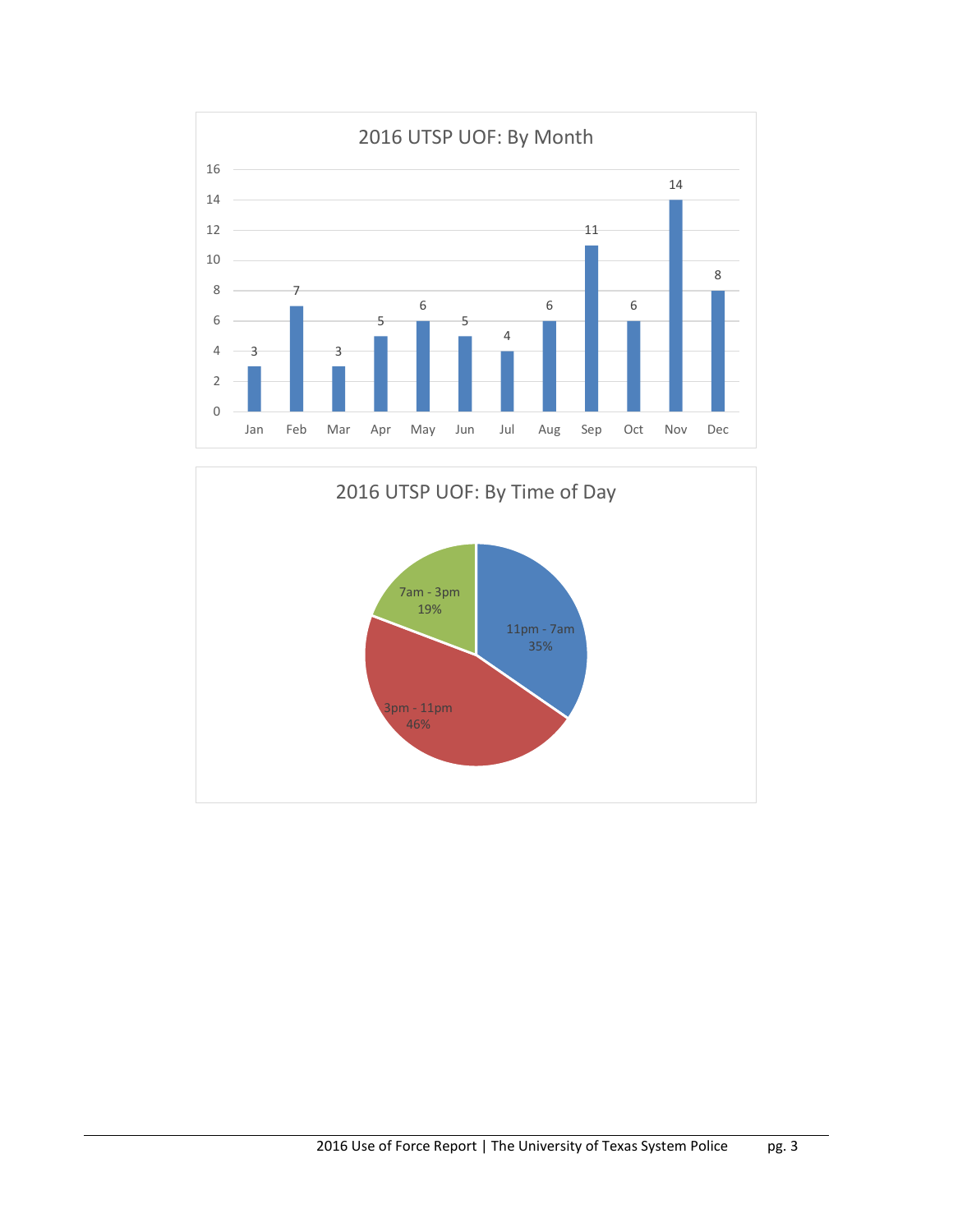## 2016 UTSP UOF: By Month

| Month | Count |
|---|---|
| Jan | 3 |
| Feb | 7 |
| Mar | 3 |
| Apr | 5 |
| May | 6 |
| Jun | 5 |
| Jul | 4 |
| Aug | 6 |
| Sep | 11 |
| Oct | 6 |
| Nov | 14 |
| Dec | 8 |

## 2016 UTSP UOF: By Time of Day

| Time of Day | Percentage |
|---|---|
| 11pm - 7am | 35% |
| 3pm - 11pm | 46% |
| 7am - 3pm | 19% |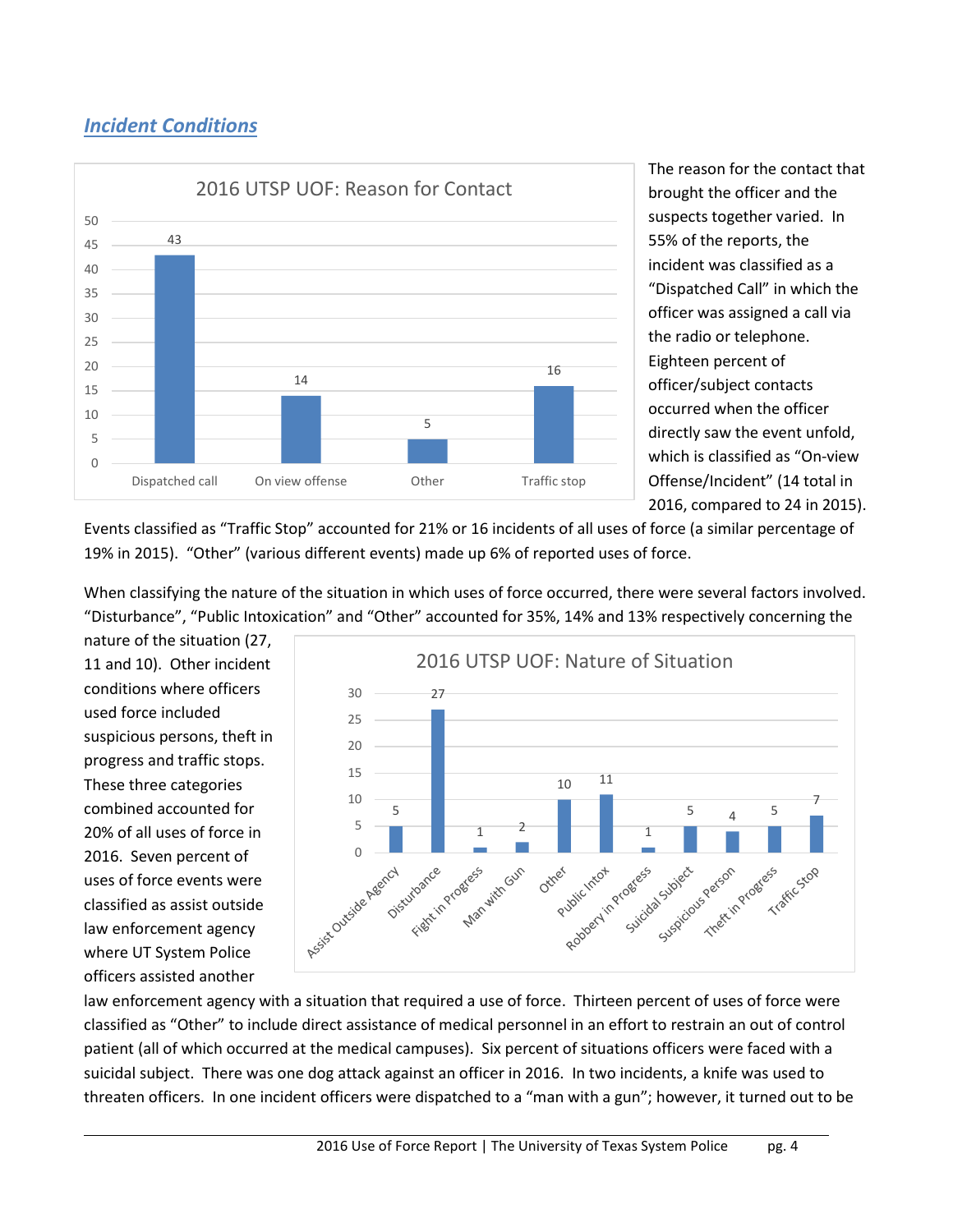## *Incident Conditions*

**2016 UTSP UOF: Reason for Contact**

| Reason for Contact | Count |
|---|---|
| Dispatched call | 43 |
| On view offense | 14 |
| Other | 5 |
| Traffic stop | 16 |

The reason for the contact that brought the officer and the suspects together varied. In 55% of the reports, the incident was classified as a "Dispatched Call" in which the officer was assigned a call via the radio or telephone. Eighteen percent of officer/subject contacts occurred when the officer directly saw the event unfold, which is classified as "On-view Offense/Incident" (14 total in 2016, compared to 24 in 2015). Events classified as "Traffic Stop" accounted for 21% or 16 incidents of all uses of force (a similar percentage of 19% in 2015). "Other" (various different events) made up 6% of reported uses of force.

When classifying the nature of the situation in which uses of force occurred, there were several factors involved. "Disturbance", "Public Intoxication" and "Other" accounted for 35%, 14% and 13% respectively concerning the nature of the situation (27, 11 and 10). Other incident conditions where officers used force included suspicious persons, theft in progress and traffic stops. These three categories combined accounted for 20% of all uses of force in 2016. Seven percent of uses of force events were classified as assist outside law enforcement agency where UT System Police officers assisted another law enforcement agency with a situation that required a use of force. Thirteen percent of uses of force were classified as "Other" to include direct assistance of medical personnel in an effort to restrain an out of control patient (all of which occurred at the medical campuses). Six percent of situations officers were faced with a suicidal subject. There was one dog attack against an officer in 2016. In two incidents, a knife was used to threaten officers. In one incident officers were dispatched to a "man with a gun"; however, it turned out to be

**2016 UTSP UOF: Nature of Situation**

| Nature of Situation | Count |
|---|---|
| Assist Outside Agency | 5 |
| Disturbance | 27 |
| Fight in Progress | 1 |
| Man with Gun | 2 |
| Other | 10 |
| Public Intox | 11 |
| Robbery in Progress | 1 |
| Suicidal Subject | 5 |
| Suspicious Person | 4 |
| Theft in Progress | 5 |
| Traffic Stop | 7 |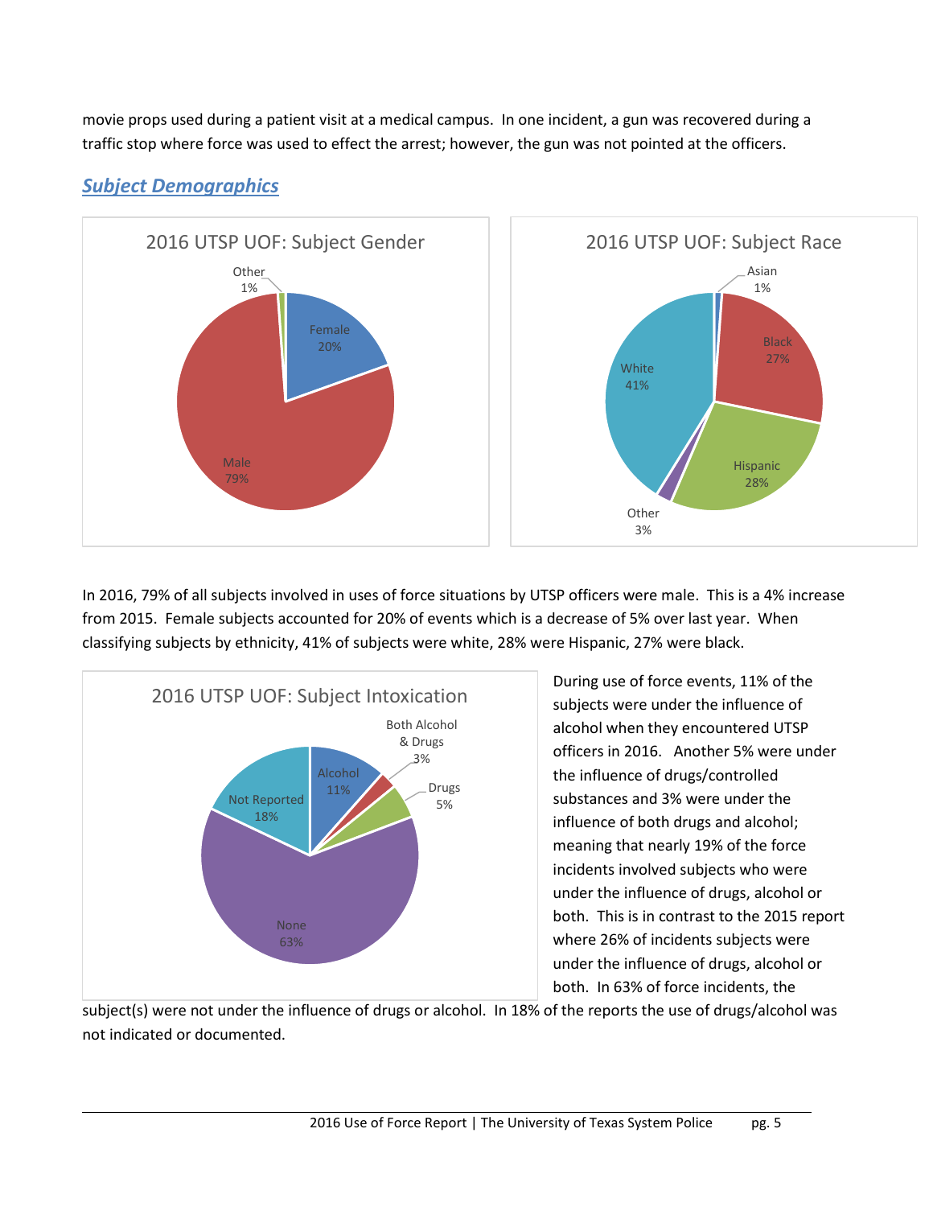movie props used during a patient visit at a medical campus. In one incident, a gun was recovered during a traffic stop where force was used to effect the arrest; however, the gun was not pointed at the officers.

## *Subject Demographics*

**2016 UTSP UOF: Subject Gender**

| Gender | Percent |
|---|---|
| Female | 20% |
| Male | 79% |
| Other | 1% |

**2016 UTSP UOF: Subject Race**

| Race | Percent |
|---|---|
| Asian | 1% |
| Black | 27% |
| Hispanic | 28% |
| Other | 3% |
| White | 41% |

In 2016, 79% of all subjects involved in uses of force situations by UTSP officers were male. This is a 4% increase from 2015. Female subjects accounted for 20% of events which is a decrease of 5% over last year. When classifying subjects by ethnicity, 41% of subjects were white, 28% were Hispanic, 27% were black.

**2016 UTSP UOF: Subject Intoxication**

| Intoxication | Percent |
|---|---|
| Alcohol | 11% |
| Both Alcohol & Drugs | 3% |
| Drugs | 5% |
| None | 63% |
| Not Reported | 18% |

During use of force events, 11% of the subjects were under the influence of alcohol when they encountered UTSP officers in 2016. Another 5% were under the influence of drugs/controlled substances and 3% were under the influence of both drugs and alcohol; meaning that nearly 19% of the force incidents involved subjects who were under the influence of drugs, alcohol or both. This is in contrast to the 2015 report where 26% of incidents subjects were under the influence of drugs, alcohol or both. In 63% of force incidents, the subject(s) were not under the influence of drugs or alcohol. In 18% of the reports the use of drugs/alcohol was not indicated or documented.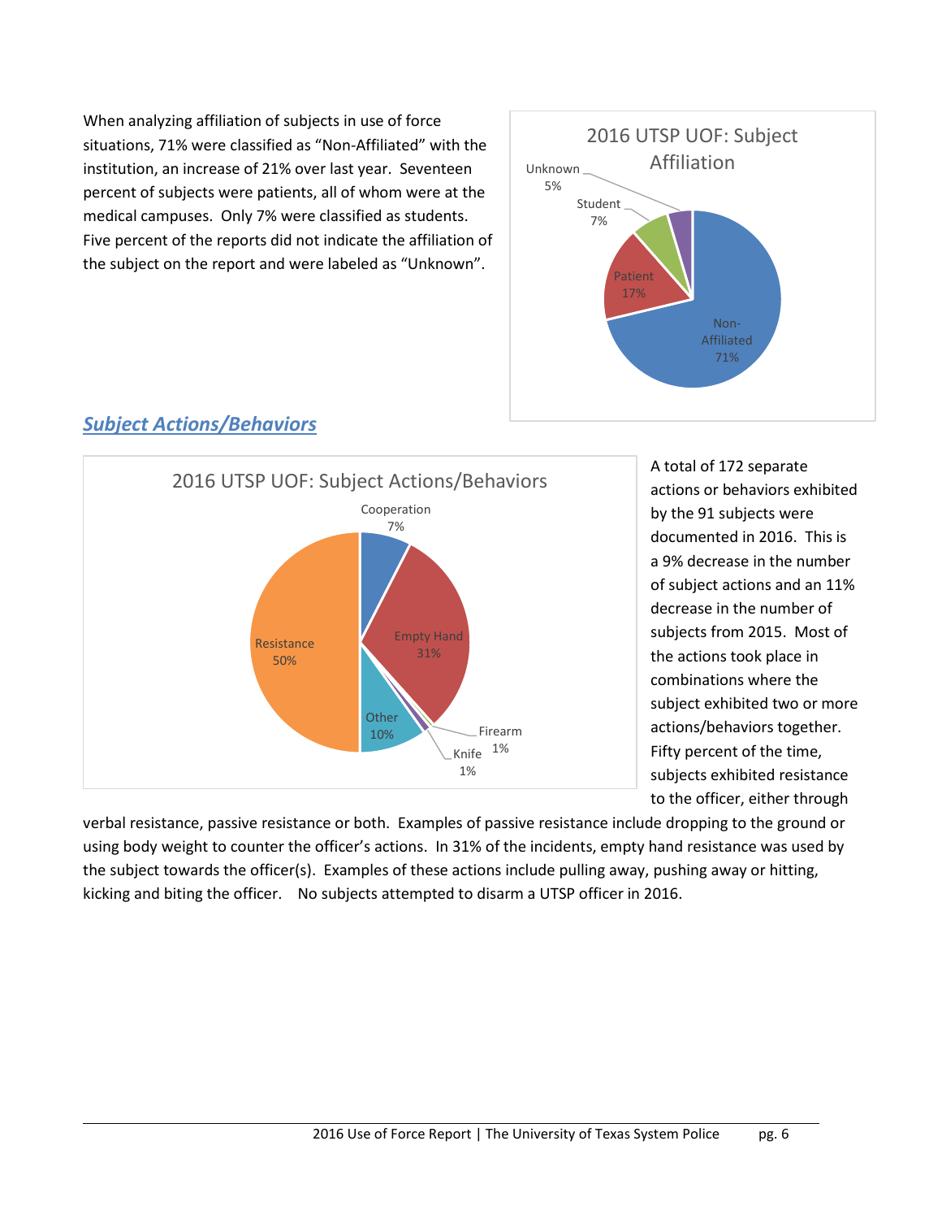When analyzing affiliation of subjects in use of force situations, 71% were classified as "Non-Affiliated" with the institution, an increase of 21% over last year. Seventeen percent of subjects were patients, all of whom were at the medical campuses. Only 7% were classified as students. Five percent of the reports did not indicate the affiliation of the subject on the report and were labeled as "Unknown".

2016 UTSP UOF: Subject Affiliation

| Affiliation | Percent |
| --- | --- |
| Non-Affiliated | 71% |
| Patient | 17% |
| Student | 7% |
| Unknown | 5% |

## *Subject Actions/Behaviors*

2016 UTSP UOF: Subject Actions/Behaviors

| Action/Behavior | Percent |
| --- | --- |
| Resistance | 50% |
| Empty Hand | 31% |
| Other | 10% |
| Cooperation | 7% |
| Firearm | 1% |
| Knife | 1% |

A total of 172 separate actions or behaviors exhibited by the 91 subjects were documented in 2016. This is a 9% decrease in the number of subject actions and an 11% decrease in the number of subjects from 2015. Most of the actions took place in combinations where the subject exhibited two or more actions/behaviors together. Fifty percent of the time, subjects exhibited resistance to the officer, either through verbal resistance, passive resistance or both. Examples of passive resistance include dropping to the ground or using body weight to counter the officer's actions. In 31% of the incidents, empty hand resistance was used by the subject towards the officer(s). Examples of these actions include pulling away, pushing away or hitting, kicking and biting the officer. No subjects attempted to disarm a UTSP officer in 2016.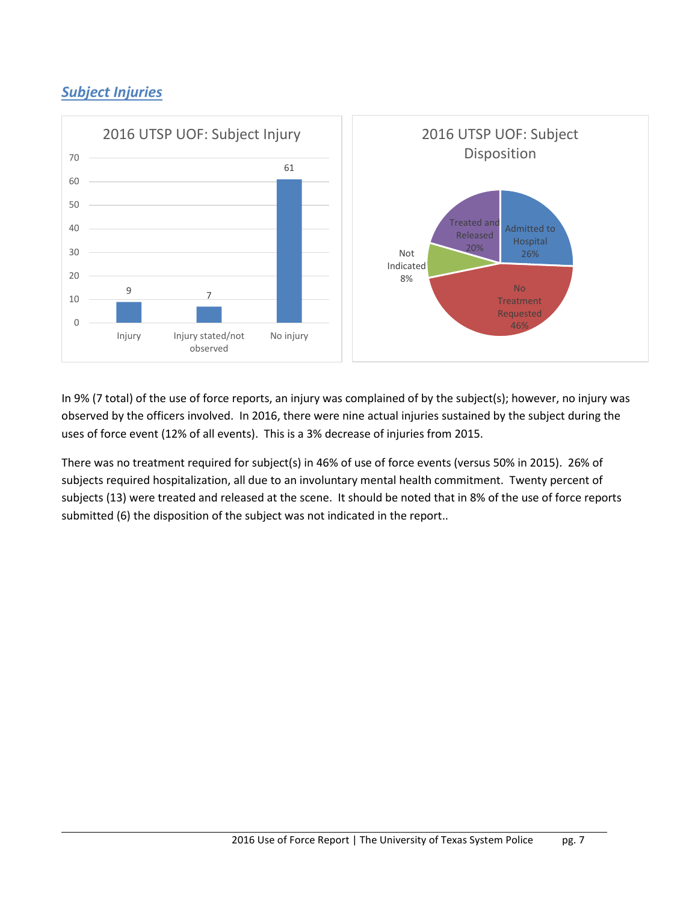## *Subject Injuries*

In 9% (7 total) of the use of force reports, an injury was complained of by the subject(s); however, no injury was observed by the officers involved. In 2016, there were nine actual injuries sustained by the subject during the uses of force event (12% of all events). This is a 3% decrease of injuries from 2015.

There was no treatment required for subject(s) in 46% of use of force events (versus 50% in 2015). 26% of subjects required hospitalization, all due to an involuntary mental health commitment. Twenty percent of subjects (13) were treated and released at the scene. It should be noted that in 8% of the use of force reports submitted (6) the disposition of the subject was not indicated in the report..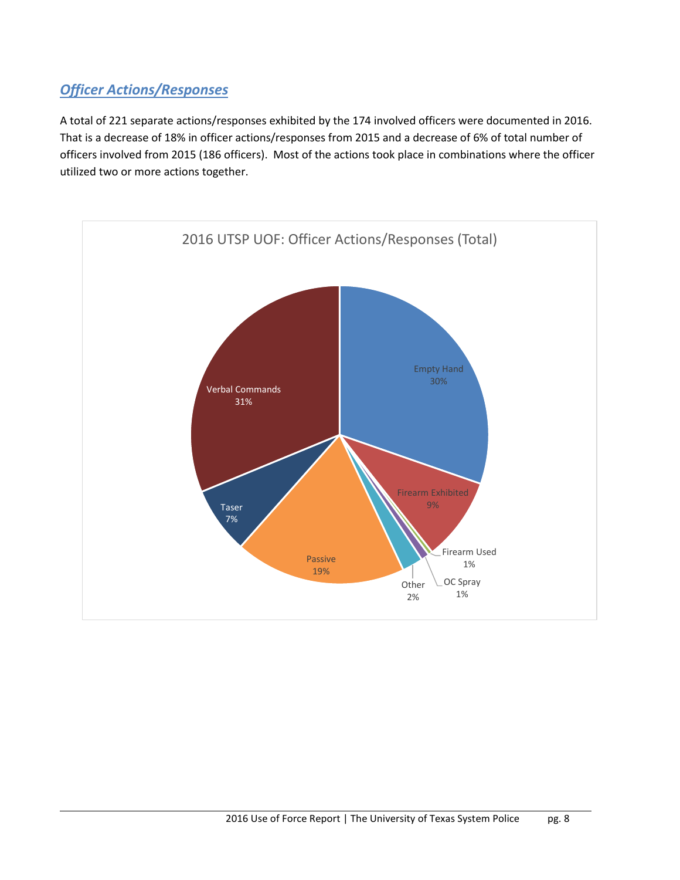## *Officer Actions/Responses*

A total of 221 separate actions/responses exhibited by the 174 involved officers were documented in 2016. That is a decrease of 18% in officer actions/responses from 2015 and a decrease of 6% of total number of officers involved from 2015 (186 officers). Most of the actions took place in combinations where the officer utilized two or more actions together.

2016 UTSP UOF: Officer Actions/Responses (Total)

| Action/Response | Percent |
|---|---|
| Empty Hand | 30% |
| Firearm Exhibited | 9% |
| Firearm Used | 1% |
| OC Spray | 1% |
| Other | 2% |
| Passive | 19% |
| Taser | 7% |
| Verbal Commands | 31% |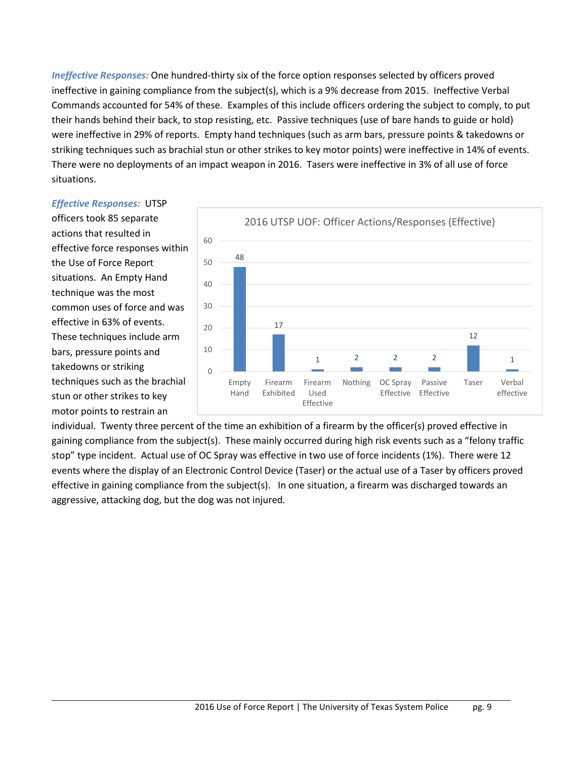***Ineffective Responses:*** One hundred-thirty six of the force option responses selected by officers proved ineffective in gaining compliance from the subject(s), which is a 9% decrease from 2015. Ineffective Verbal Commands accounted for 54% of these. Examples of this include officers ordering the subject to comply, to put their hands behind their back, to stop resisting, etc. Passive techniques (use of bare hands to guide or hold) were ineffective in 29% of reports. Empty hand techniques (such as arm bars, pressure points & takedowns or striking techniques such as brachial stun or other strikes to key motor points) were ineffective in 14% of events. There were no deployments of an impact weapon in 2016. Tasers were ineffective in 3% of all use of force situations.

***Effective Responses:*** UTSP officers took 85 separate actions that resulted in effective force responses within the Use of Force Report situations. An Empty Hand technique was the most common uses of force and was effective in 63% of events. These techniques include arm bars, pressure points and takedowns or striking techniques such as the brachial stun or other strikes to key motor points to restrain an individual. Twenty three percent of the time an exhibition of a firearm by the officer(s) proved effective in gaining compliance from the subject(s). These mainly occurred during high risk events such as a "felony traffic stop" type incident. Actual use of OC Spray was effective in two use of force incidents (1%). There were 12 events where the display of an Electronic Control Device (Taser) or the actual use of a Taser by officers proved effective in gaining compliance from the subject(s). In one situation, a firearm was discharged towards an aggressive, attacking dog, but the dog was not injured.

**2016 UTSP UOF: Officer Actions/Responses (Effective)**

| Response | Count |
|---|---|
| Empty Hand | 48 |
| Firearm Exhibited | 17 |
| Firearm Used Effective | 1 |
| Nothing | 2 |
| OC Spray Effective | 2 |
| Passive Effective | 2 |
| Taser | 12 |
| Verbal effective | 1 |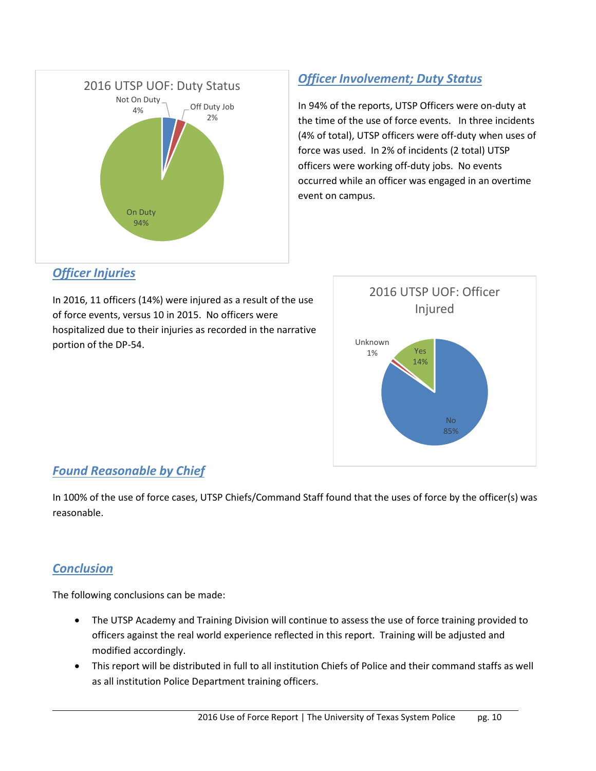2016 UTSP UOF: Duty Status

Not On Duty
4%

Off Duty Job
2%

On Duty
94%

## Officer Involvement; Duty Status

In 94% of the reports, UTSP Officers were on-duty at the time of the use of force events. In three incidents (4% of total), UTSP officers were off-duty when uses of force was used. In 2% of incidents (2 total) UTSP officers were working off-duty jobs. No events occurred while an officer was engaged in an overtime event on campus.

## Officer Injuries

In 2016, 11 officers (14%) were injured as a result of the use of force events, versus 10 in 2015. No officers were hospitalized due to their injuries as recorded in the narrative portion of the DP-54.

2016 UTSP UOF: Officer Injured

Unknown
1%

Yes
14%

No
85%

## Found Reasonable by Chief

In 100% of the use of force cases, UTSP Chiefs/Command Staff found that the uses of force by the officer(s) was reasonable.

## Conclusion

The following conclusions can be made:

- The UTSP Academy and Training Division will continue to assess the use of force training provided to officers against the real world experience reflected in this report. Training will be adjusted and modified accordingly.
- This report will be distributed in full to all institution Chiefs of Police and their command staffs as well as all institution Police Department training officers.